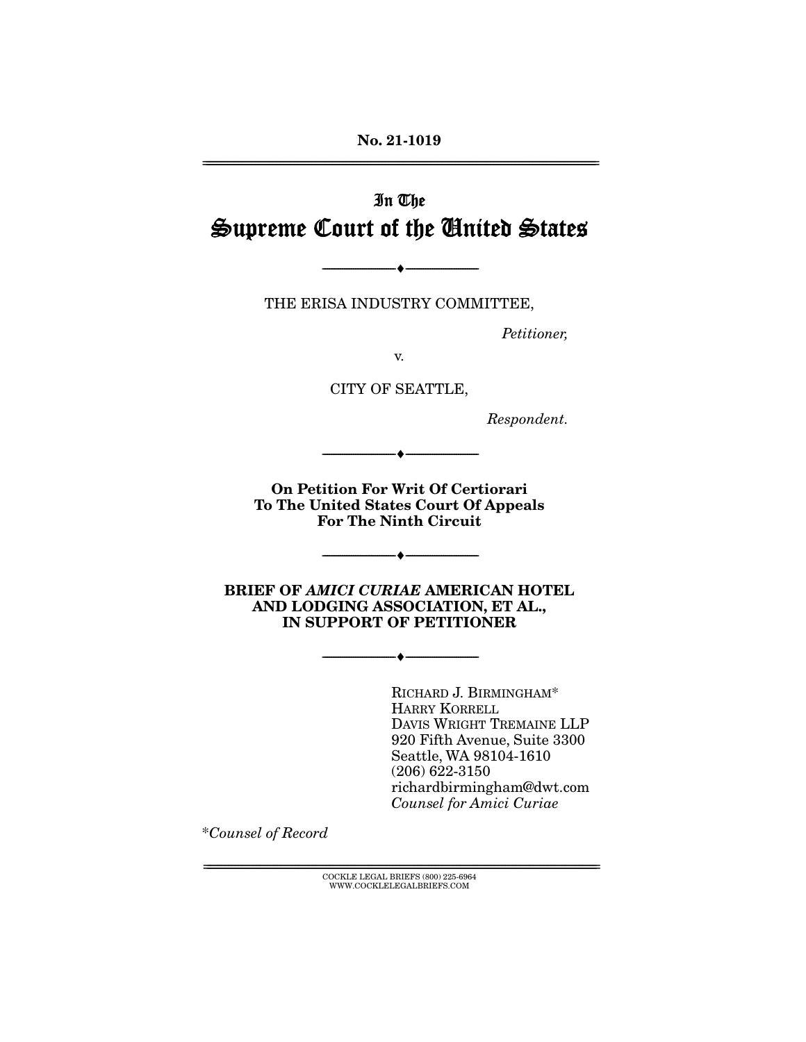No. 21-1019

# In The Supreme Court of the United States

THE ERISA INDUSTRY COMMITTEE,

*Petitioner,*

v.

CITY OF SEATTLE,

*Respondent.*

**On Petition For Writ Of Certiorari To The United States Court Of Appeals For The Ninth Circuit**

**BRIEF OF *AMICI CURIAE* AMERICAN HOTEL AND LODGING ASSOCIATION, ET AL., IN SUPPORT OF PETITIONER**

RICHARD J. BIRMINGHAM*
HARRY KORRELL
DAVIS WRIGHT TREMAINE LLP
920 Fifth Avenue, Suite 3300
Seattle, WA 98104-1610
(206) 622-3150
richardbirmingham@dwt.com
*Counsel for Amici Curiae*

*\*Counsel of Record*

COCKLE LEGAL BRIEFS (800) 225-6964
WWW.COCKLELEGALBRIEFS.COM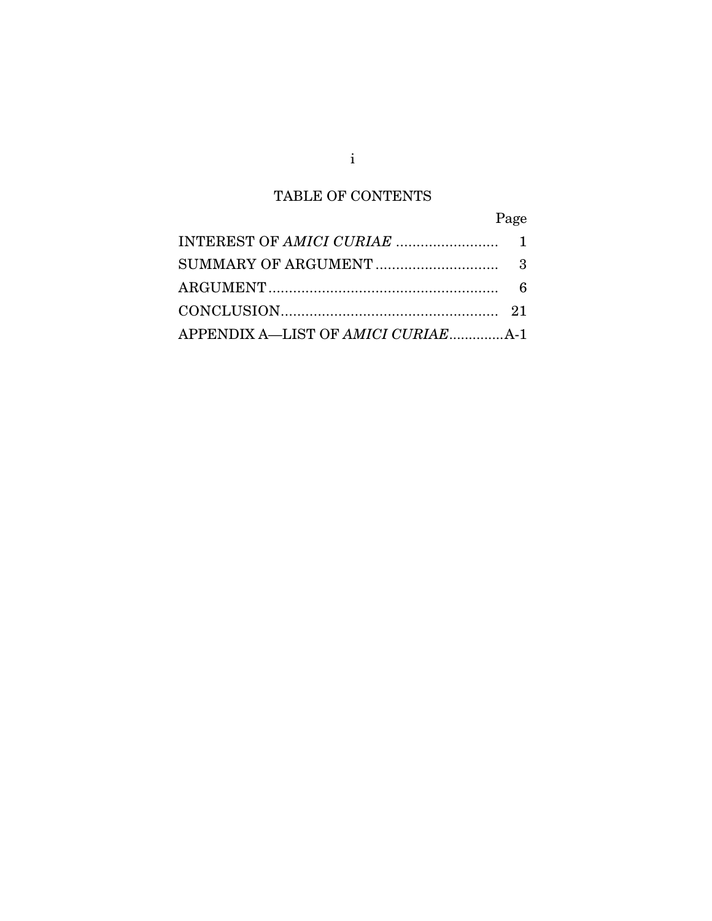## TABLE OF CONTENTS

| | Page |
|---|---|
| INTEREST OF *AMICI CURIAE* | 1 |
| SUMMARY OF ARGUMENT | 3 |
| ARGUMENT | 6 |
| CONCLUSION | 21 |
| APPENDIX A—LIST OF *AMICI CURIAE* | A-1 |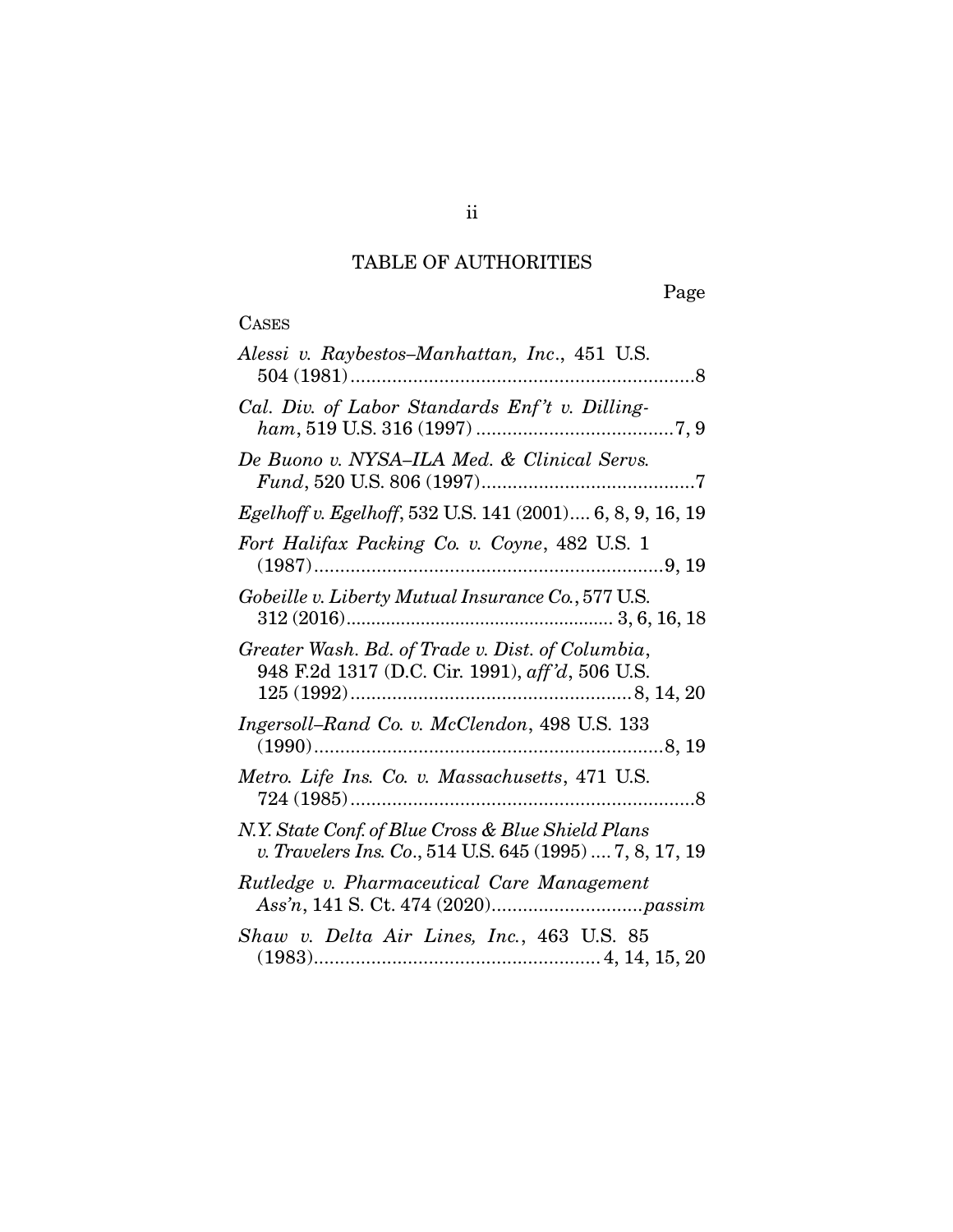# TABLE OF AUTHORITIES

Page

CASES

*Alessi v. Raybestos–Manhattan, Inc.*, 451 U.S. 504 (1981) .......................................................... 8

*Cal. Div. of Labor Standards Enf't v. Dillingham*, 519 U.S. 316 (1997) .......................................... 7, 9

*De Buono v. NYSA–ILA Med. & Clinical Servs. Fund*, 520 U.S. 806 (1997) .............................................. 7

*Egelhoff v. Egelhoff*, 532 U.S. 141 (2001).... 6, 8, 9, 16, 19

*Fort Halifax Packing Co. v. Coyne*, 482 U.S. 1 (1987) .......................................................... 9, 19

*Gobeille v. Liberty Mutual Insurance Co.*, 577 U.S. 312 (2016) ......................................... 3, 6, 16, 18

*Greater Wash. Bd. of Trade v. Dist. of Columbia*, 948 F.2d 1317 (D.C. Cir. 1991), *aff'd*, 506 U.S. 125 (1992) .......................................... 8, 14, 20

*Ingersoll–Rand Co. v. McClendon*, 498 U.S. 133 (1990) .......................................................... 8, 19

*Metro. Life Ins. Co. v. Massachusetts*, 471 U.S. 724 (1985) .......................................................... 8

*N.Y. State Conf. of Blue Cross & Blue Shield Plans v. Travelers Ins. Co.*, 514 U.S. 645 (1995) .... 7, 8, 17, 19

*Rutledge v. Pharmaceutical Care Management Ass'n*, 141 S. Ct. 474 (2020).............................*passim*

*Shaw v. Delta Air Lines, Inc.*, 463 U.S. 85 (1983) .......................................... 4, 14, 15, 20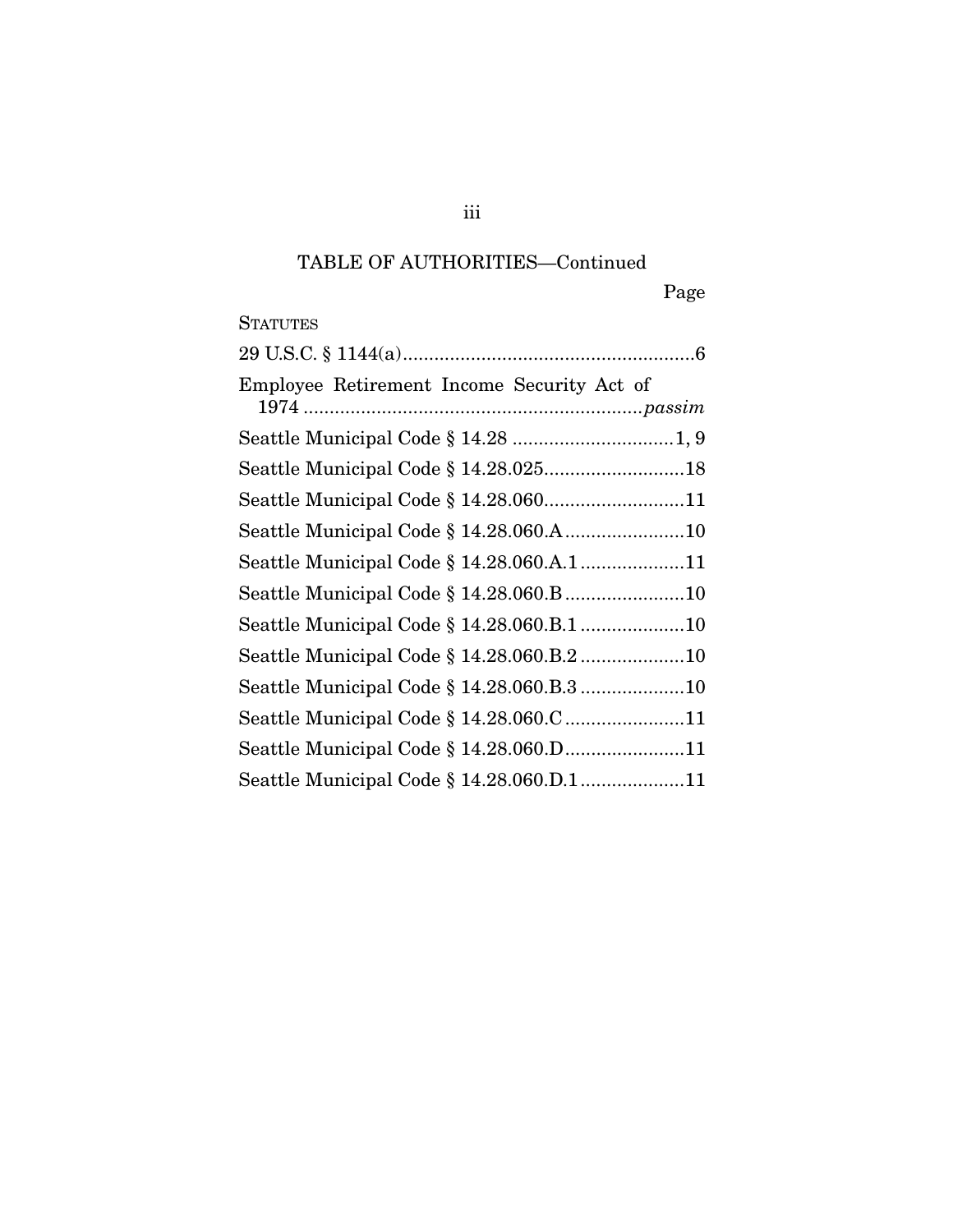TABLE OF AUTHORITIES—Continued

Page

STATUTES

29 U.S.C. § 1144(a) ........................................................ 6

Employee Retirement Income Security Act of 1974 ................................................................. *passim*

Seattle Municipal Code § 14.28 ............................... 1, 9

Seattle Municipal Code § 14.28.025 ........................... 18

Seattle Municipal Code § 14.28.060 ........................... 11

Seattle Municipal Code § 14.28.060.A ....................... 10

Seattle Municipal Code § 14.28.060.A.1 .................... 11

Seattle Municipal Code § 14.28.060.B ....................... 10

Seattle Municipal Code § 14.28.060.B.1 .................... 10

Seattle Municipal Code § 14.28.060.B.2 .................... 10

Seattle Municipal Code § 14.28.060.B.3 .................... 10

Seattle Municipal Code § 14.28.060.C ....................... 11

Seattle Municipal Code § 14.28.060.D ....................... 11

Seattle Municipal Code § 14.28.060.D.1 .................... 11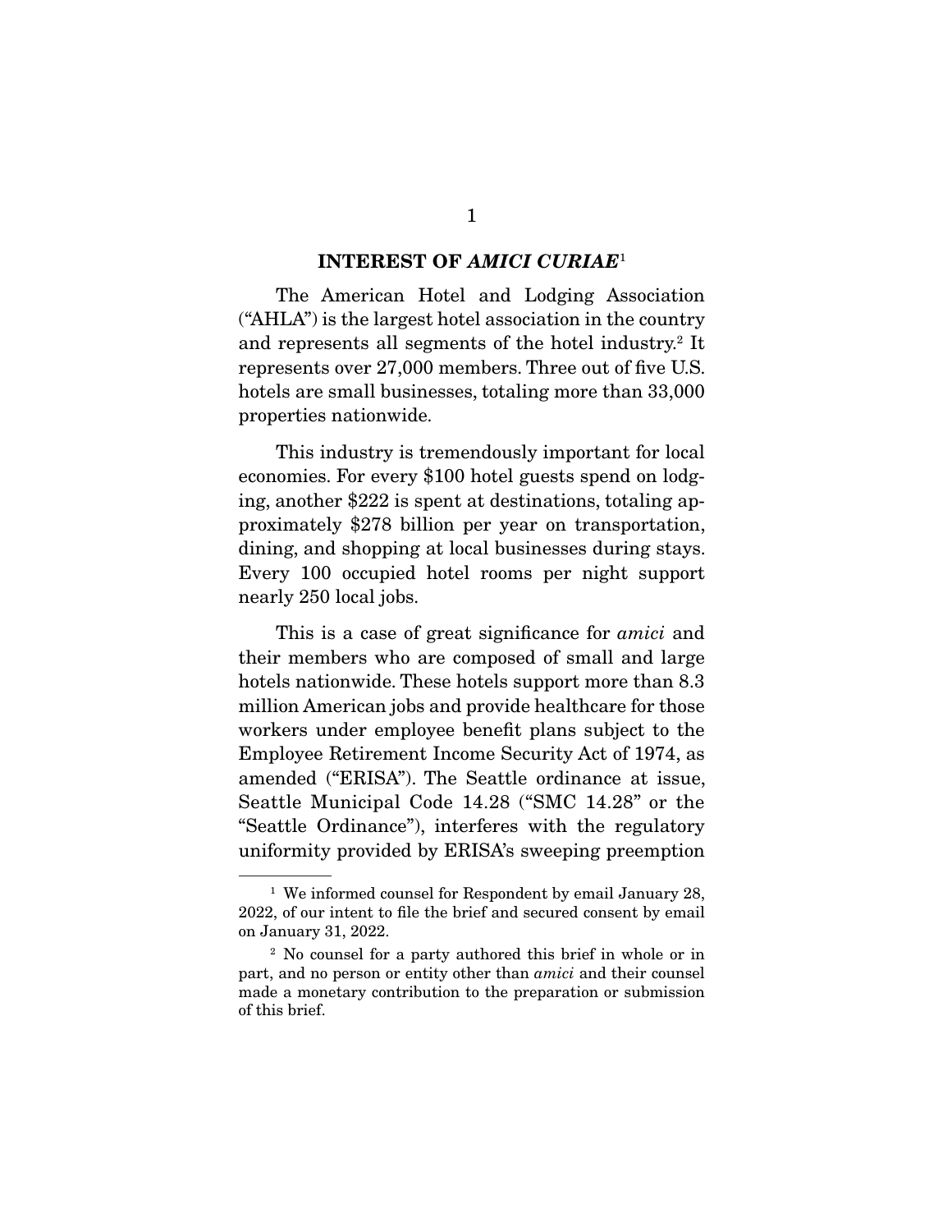## INTEREST OF *AMICI CURIAE*[1]

The American Hotel and Lodging Association ("AHLA") is the largest hotel association in the country and represents all segments of the hotel industry.[2] It represents over 27,000 members. Three out of five U.S. hotels are small businesses, totaling more than 33,000 properties nationwide.

This industry is tremendously important for local economies. For every $100 hotel guests spend on lodging, another $222 is spent at destinations, totaling approximately $278 billion per year on transportation, dining, and shopping at local businesses during stays. Every 100 occupied hotel rooms per night support nearly 250 local jobs.

This is a case of great significance for *amici* and their members who are composed of small and large hotels nationwide. These hotels support more than 8.3 million American jobs and provide healthcare for those workers under employee benefit plans subject to the Employee Retirement Income Security Act of 1974, as amended ("ERISA"). The Seattle ordinance at issue, Seattle Municipal Code 14.28 ("SMC 14.28" or the "Seattle Ordinance"), interferes with the regulatory uniformity provided by ERISA's sweeping preemption

---

[1] We informed counsel for Respondent by email January 28, 2022, of our intent to file the brief and secured consent by email on January 31, 2022.

[2] No counsel for a party authored this brief in whole or in part, and no person or entity other than *amici* and their counsel made a monetary contribution to the preparation or submission of this brief.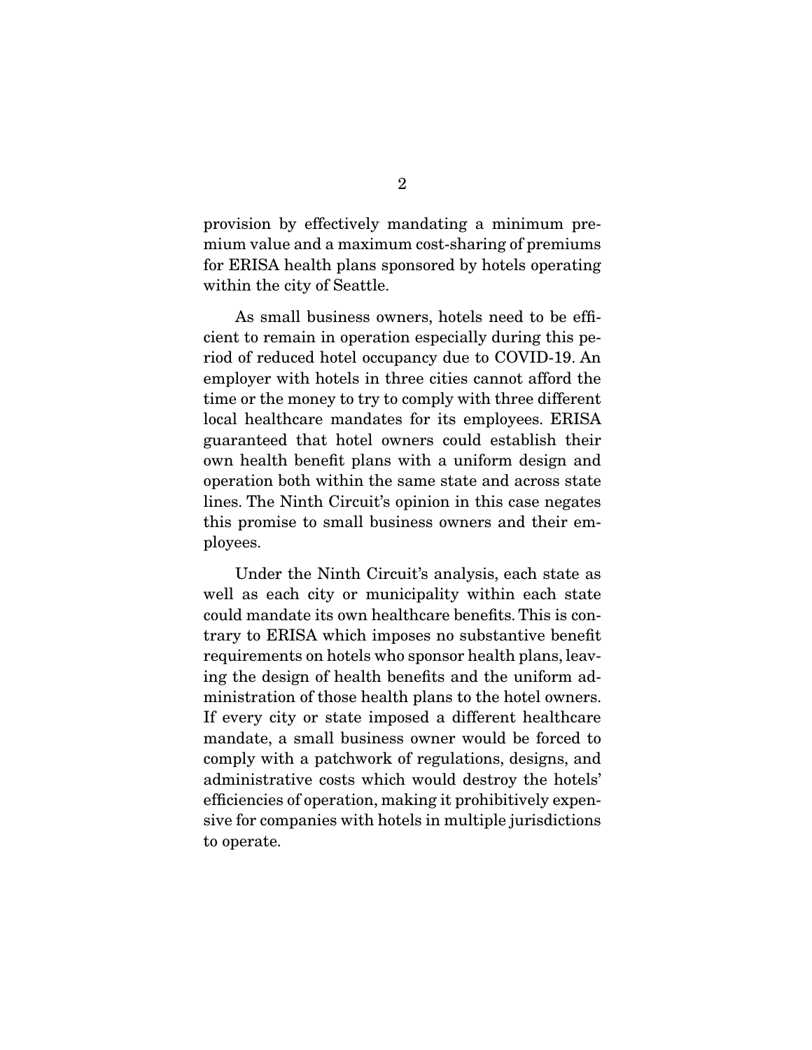provision by effectively mandating a minimum premium value and a maximum cost-sharing of premiums for ERISA health plans sponsored by hotels operating within the city of Seattle.

As small business owners, hotels need to be efficient to remain in operation especially during this period of reduced hotel occupancy due to COVID-19. An employer with hotels in three cities cannot afford the time or the money to try to comply with three different local healthcare mandates for its employees. ERISA guaranteed that hotel owners could establish their own health benefit plans with a uniform design and operation both within the same state and across state lines. The Ninth Circuit's opinion in this case negates this promise to small business owners and their employees.

Under the Ninth Circuit's analysis, each state as well as each city or municipality within each state could mandate its own healthcare benefits. This is contrary to ERISA which imposes no substantive benefit requirements on hotels who sponsor health plans, leaving the design of health benefits and the uniform administration of those health plans to the hotel owners. If every city or state imposed a different healthcare mandate, a small business owner would be forced to comply with a patchwork of regulations, designs, and administrative costs which would destroy the hotels' efficiencies of operation, making it prohibitively expensive for companies with hotels in multiple jurisdictions to operate.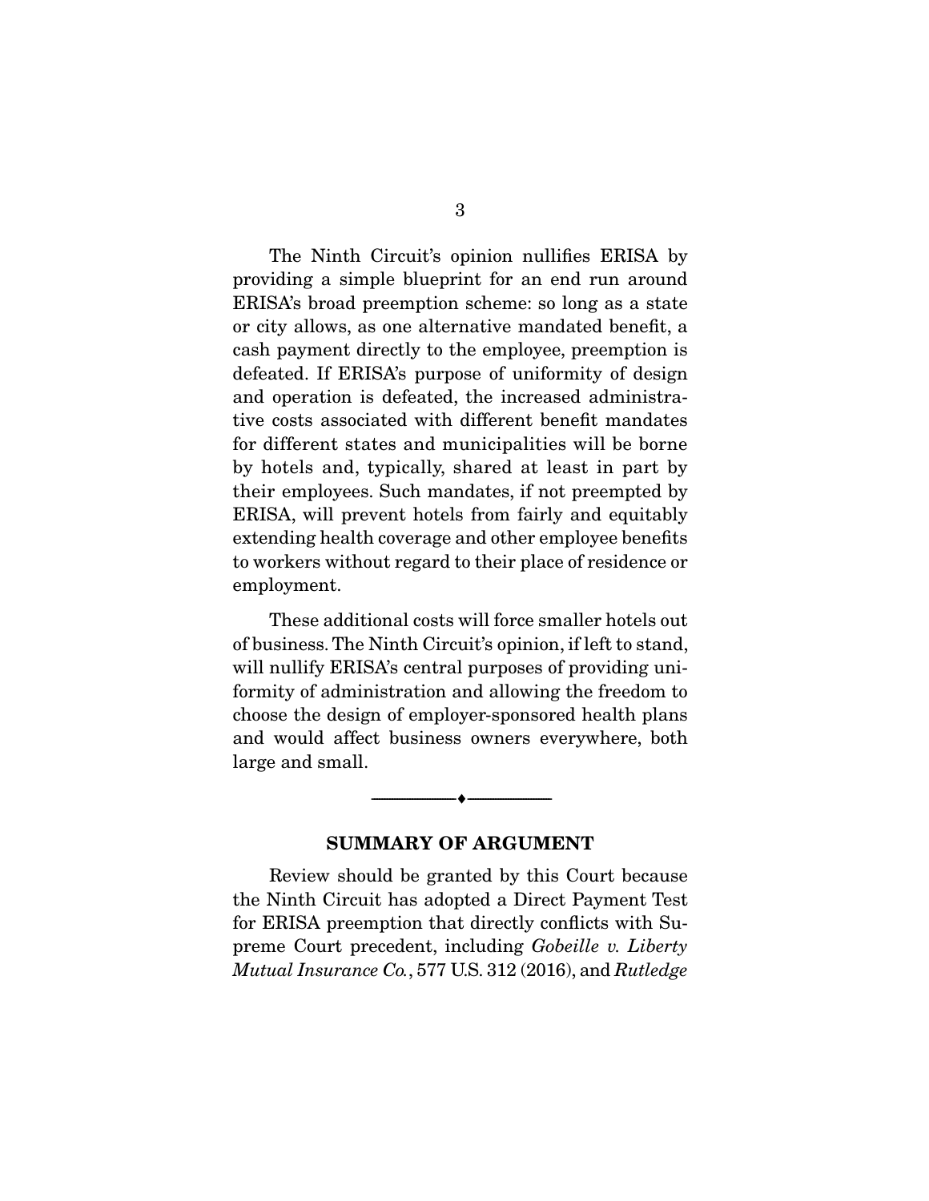The Ninth Circuit's opinion nullifies ERISA by providing a simple blueprint for an end run around ERISA's broad preemption scheme: so long as a state or city allows, as one alternative mandated benefit, a cash payment directly to the employee, preemption is defeated. If ERISA's purpose of uniformity of design and operation is defeated, the increased administrative costs associated with different benefit mandates for different states and municipalities will be borne by hotels and, typically, shared at least in part by their employees. Such mandates, if not preempted by ERISA, will prevent hotels from fairly and equitably extending health coverage and other employee benefits to workers without regard to their place of residence or employment.

These additional costs will force smaller hotels out of business. The Ninth Circuit's opinion, if left to stand, will nullify ERISA's central purposes of providing uniformity of administration and allowing the freedom to choose the design of employer-sponsored health plans and would affect business owners everywhere, both large and small.

---

## SUMMARY OF ARGUMENT

Review should be granted by this Court because the Ninth Circuit has adopted a Direct Payment Test for ERISA preemption that directly conflicts with Supreme Court precedent, including *Gobeille v. Liberty Mutual Insurance Co.*, 577 U.S. 312 (2016), and *Rutledge*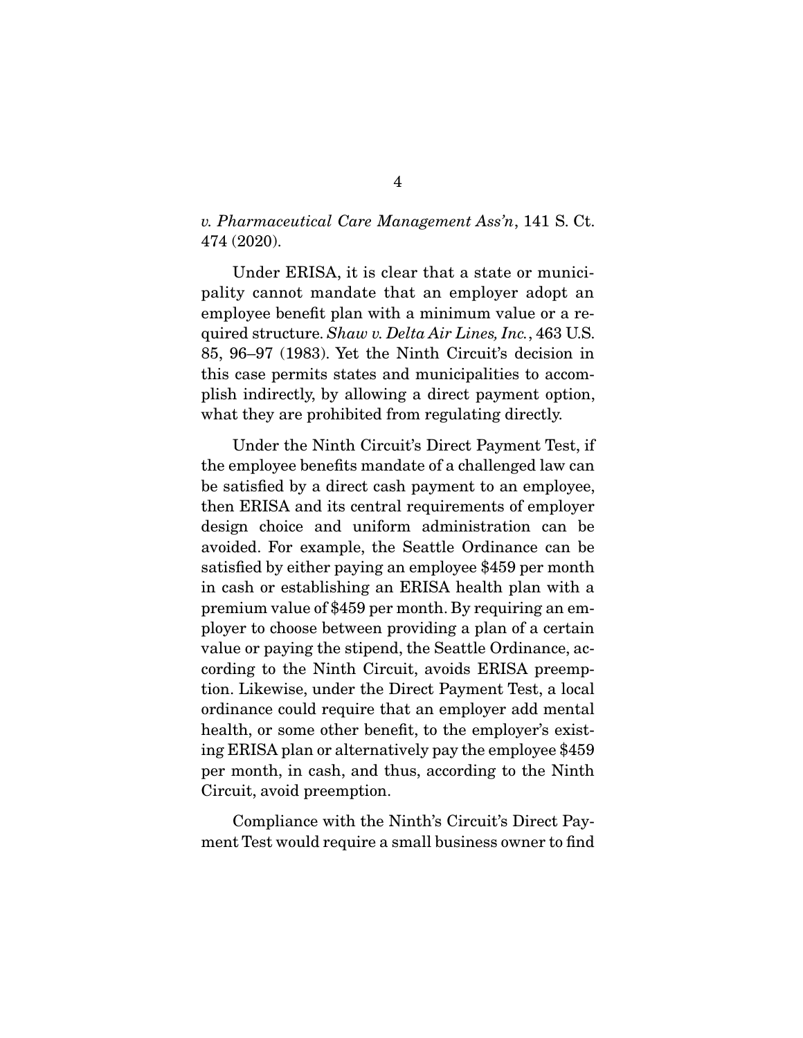*v. Pharmaceutical Care Management Ass'n*, 141 S. Ct. 474 (2020).

Under ERISA, it is clear that a state or municipality cannot mandate that an employer adopt an employee benefit plan with a minimum value or a required structure. *Shaw v. Delta Air Lines, Inc.*, 463 U.S. 85, 96–97 (1983). Yet the Ninth Circuit's decision in this case permits states and municipalities to accomplish indirectly, by allowing a direct payment option, what they are prohibited from regulating directly.

Under the Ninth Circuit's Direct Payment Test, if the employee benefits mandate of a challenged law can be satisfied by a direct cash payment to an employee, then ERISA and its central requirements of employer design choice and uniform administration can be avoided. For example, the Seattle Ordinance can be satisfied by either paying an employee $459 per month in cash or establishing an ERISA health plan with a premium value of $459 per month. By requiring an employer to choose between providing a plan of a certain value or paying the stipend, the Seattle Ordinance, according to the Ninth Circuit, avoids ERISA preemption. Likewise, under the Direct Payment Test, a local ordinance could require that an employer add mental health, or some other benefit, to the employer's existing ERISA plan or alternatively pay the employee $459 per month, in cash, and thus, according to the Ninth Circuit, avoid preemption.

Compliance with the Ninth's Circuit's Direct Payment Test would require a small business owner to find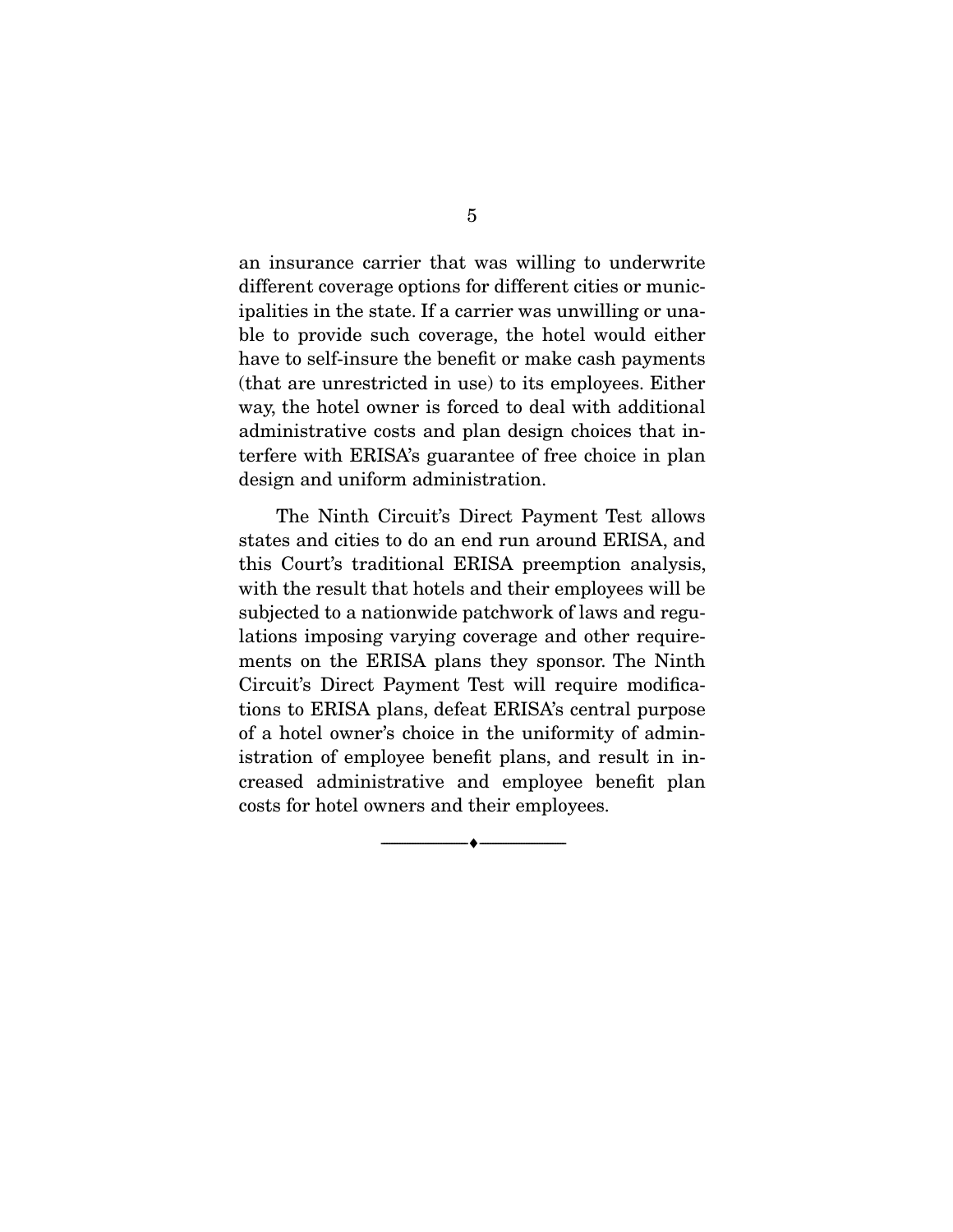an insurance carrier that was willing to underwrite different coverage options for different cities or municipalities in the state. If a carrier was unwilling or unable to provide such coverage, the hotel would either have to self-insure the benefit or make cash payments (that are unrestricted in use) to its employees. Either way, the hotel owner is forced to deal with additional administrative costs and plan design choices that interfere with ERISA's guarantee of free choice in plan design and uniform administration.

The Ninth Circuit's Direct Payment Test allows states and cities to do an end run around ERISA, and this Court's traditional ERISA preemption analysis, with the result that hotels and their employees will be subjected to a nationwide patchwork of laws and regulations imposing varying coverage and other requirements on the ERISA plans they sponsor. The Ninth Circuit's Direct Payment Test will require modifications to ERISA plans, defeat ERISA's central purpose of a hotel owner's choice in the uniformity of administration of employee benefit plans, and result in increased administrative and employee benefit plan costs for hotel owners and their employees.

---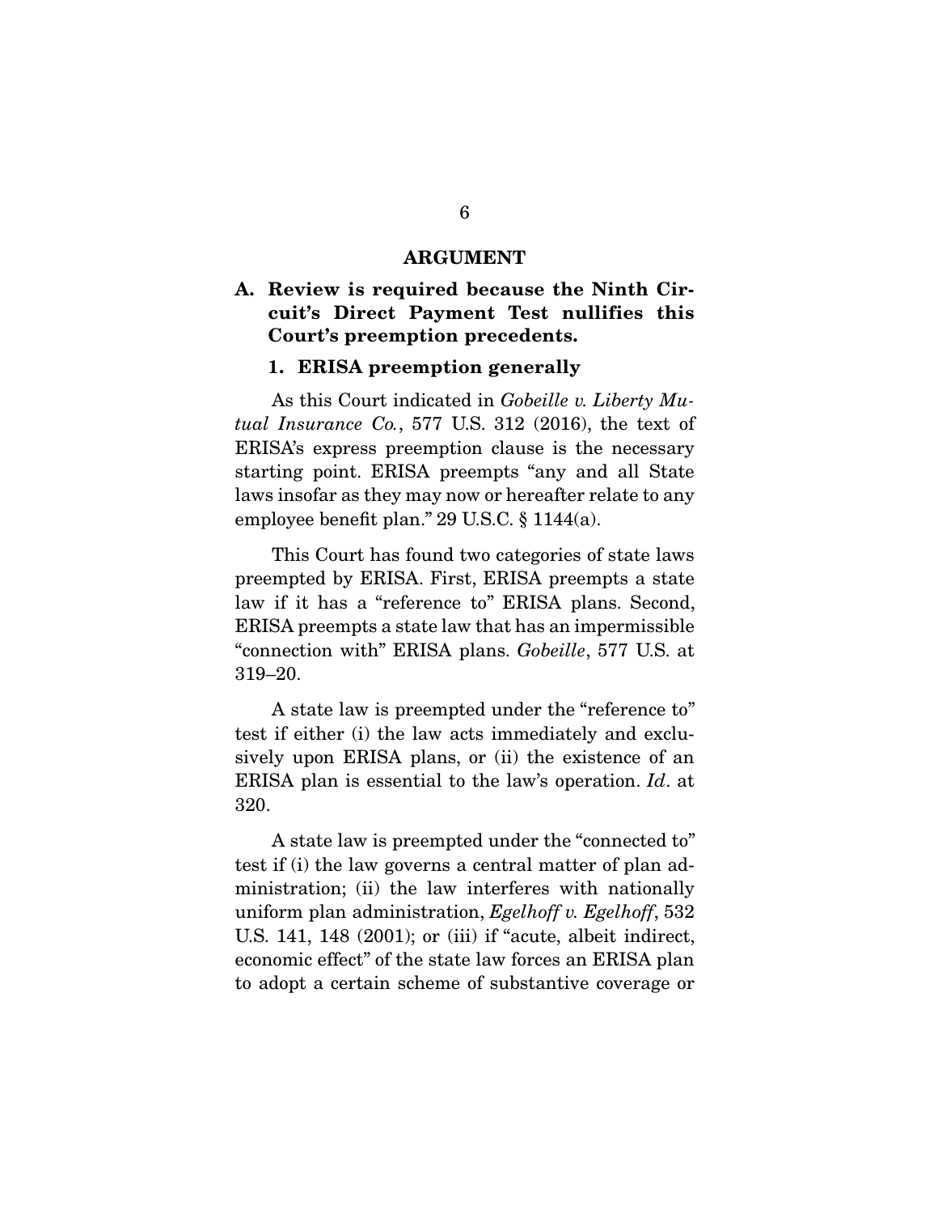## ARGUMENT

### A. Review is required because the Ninth Circuit's Direct Payment Test nullifies this Court's preemption precedents.

#### 1. ERISA preemption generally

As this Court indicated in *Gobeille v. Liberty Mutual Insurance Co.*, 577 U.S. 312 (2016), the text of ERISA's express preemption clause is the necessary starting point. ERISA preempts "any and all State laws insofar as they may now or hereafter relate to any employee benefit plan." 29 U.S.C. § 1144(a).

This Court has found two categories of state laws preempted by ERISA. First, ERISA preempts a state law if it has a "reference to" ERISA plans. Second, ERISA preempts a state law that has an impermissible "connection with" ERISA plans. *Gobeille*, 577 U.S. at 319–20.

A state law is preempted under the "reference to" test if either (i) the law acts immediately and exclusively upon ERISA plans, or (ii) the existence of an ERISA plan is essential to the law's operation. *Id*. at 320.

A state law is preempted under the "connected to" test if (i) the law governs a central matter of plan administration; (ii) the law interferes with nationally uniform plan administration, *Egelhoff v. Egelhoff*, 532 U.S. 141, 148 (2001); or (iii) if "acute, albeit indirect, economic effect" of the state law forces an ERISA plan to adopt a certain scheme of substantive coverage or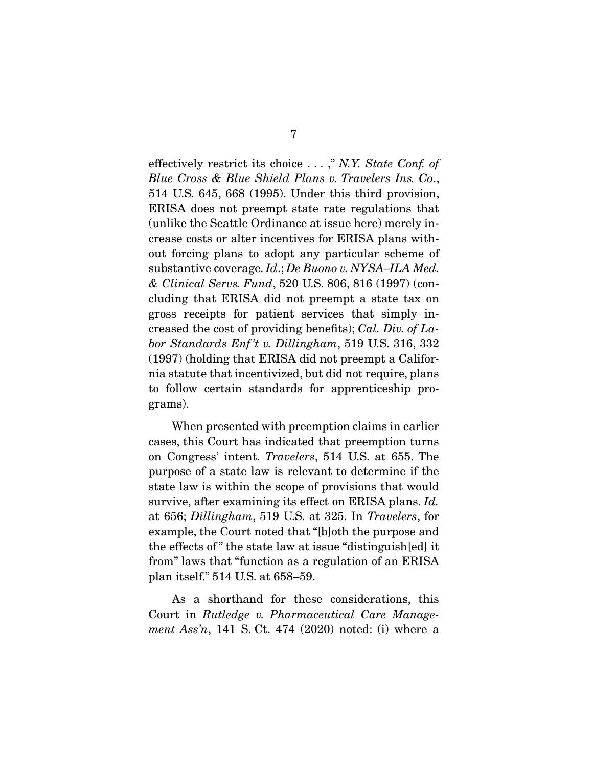effectively restrict its choice . . . ," *N.Y. State Conf. of Blue Cross & Blue Shield Plans v. Travelers Ins. Co.*, 514 U.S. 645, 668 (1995). Under this third provision, ERISA does not preempt state rate regulations that (unlike the Seattle Ordinance at issue here) merely increase costs or alter incentives for ERISA plans without forcing plans to adopt any particular scheme of substantive coverage. *Id.*; *De Buono v. NYSA–ILA Med. & Clinical Servs. Fund*, 520 U.S. 806, 816 (1997) (concluding that ERISA did not preempt a state tax on gross receipts for patient services that simply increased the cost of providing benefits); *Cal. Div. of Labor Standards Enf't v. Dillingham*, 519 U.S. 316, 332 (1997) (holding that ERISA did not preempt a California statute that incentivized, but did not require, plans to follow certain standards for apprenticeship programs).

When presented with preemption claims in earlier cases, this Court has indicated that preemption turns on Congress' intent. *Travelers*, 514 U.S. at 655. The purpose of a state law is relevant to determine if the state law is within the scope of provisions that would survive, after examining its effect on ERISA plans. *Id.* at 656; *Dillingham*, 519 U.S. at 325. In *Travelers*, for example, the Court noted that "[b]oth the purpose and the effects of" the state law at issue "distinguish[ed] it from" laws that "function as a regulation of an ERISA plan itself." 514 U.S. at 658–59.

As a shorthand for these considerations, this Court in *Rutledge v. Pharmaceutical Care Management Ass'n*, 141 S. Ct. 474 (2020) noted: (i) where a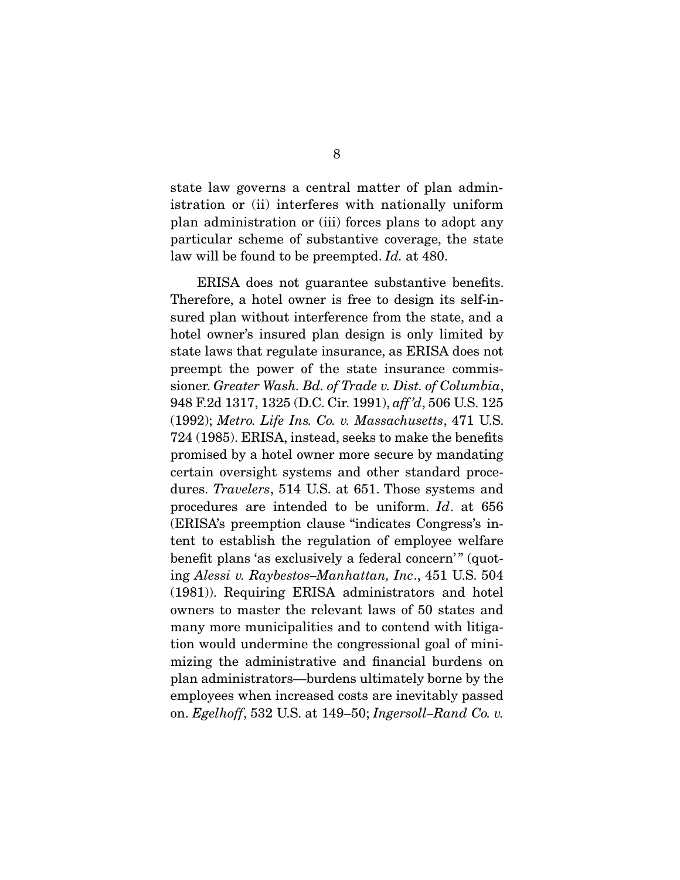state law governs a central matter of plan administration or (ii) interferes with nationally uniform plan administration or (iii) forces plans to adopt any particular scheme of substantive coverage, the state law will be found to be preempted. *Id.* at 480.

ERISA does not guarantee substantive benefits. Therefore, a hotel owner is free to design its self-insured plan without interference from the state, and a hotel owner's insured plan design is only limited by state laws that regulate insurance, as ERISA does not preempt the power of the state insurance commissioner. *Greater Wash. Bd. of Trade v. Dist. of Columbia*, 948 F.2d 1317, 1325 (D.C. Cir. 1991), *aff'd*, 506 U.S. 125 (1992); *Metro. Life Ins. Co. v. Massachusetts*, 471 U.S. 724 (1985). ERISA, instead, seeks to make the benefits promised by a hotel owner more secure by mandating certain oversight systems and other standard procedures. *Travelers*, 514 U.S. at 651. Those systems and procedures are intended to be uniform. *Id*. at 656 (ERISA's preemption clause "indicates Congress's intent to establish the regulation of employee welfare benefit plans 'as exclusively a federal concern'" (quoting *Alessi v. Raybestos–Manhattan, Inc*., 451 U.S. 504 (1981)). Requiring ERISA administrators and hotel owners to master the relevant laws of 50 states and many more municipalities and to contend with litigation would undermine the congressional goal of minimizing the administrative and financial burdens on plan administrators—burdens ultimately borne by the employees when increased costs are inevitably passed on. *Egelhoff*, 532 U.S. at 149–50; *Ingersoll–Rand Co. v.*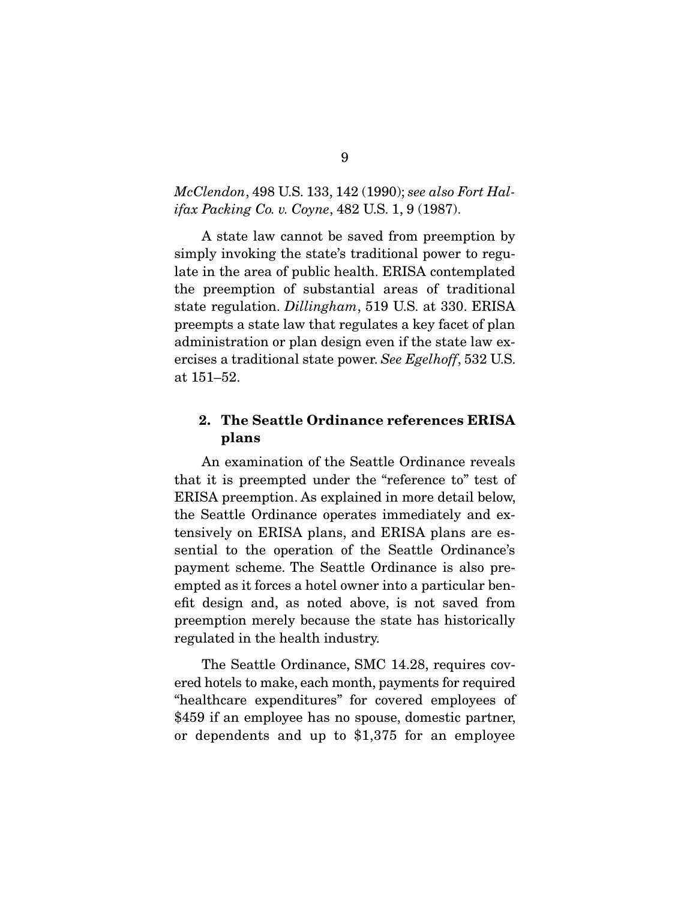*McClendon*, 498 U.S. 133, 142 (1990); *see also Fort Halifax Packing Co. v. Coyne*, 482 U.S. 1, 9 (1987).

A state law cannot be saved from preemption by simply invoking the state's traditional power to regulate in the area of public health. ERISA contemplated the preemption of substantial areas of traditional state regulation. *Dillingham*, 519 U.S. at 330. ERISA preempts a state law that regulates a key facet of plan administration or plan design even if the state law exercises a traditional state power. *See Egelhoff*, 532 U.S. at 151–52.

### 2. The Seattle Ordinance references ERISA plans

An examination of the Seattle Ordinance reveals that it is preempted under the "reference to" test of ERISA preemption. As explained in more detail below, the Seattle Ordinance operates immediately and extensively on ERISA plans, and ERISA plans are essential to the operation of the Seattle Ordinance's payment scheme. The Seattle Ordinance is also preempted as it forces a hotel owner into a particular benefit design and, as noted above, is not saved from preemption merely because the state has historically regulated in the health industry.

The Seattle Ordinance, SMC 14.28, requires covered hotels to make, each month, payments for required "healthcare expenditures" for covered employees of \$459 if an employee has no spouse, domestic partner, or dependents and up to \$1,375 for an employee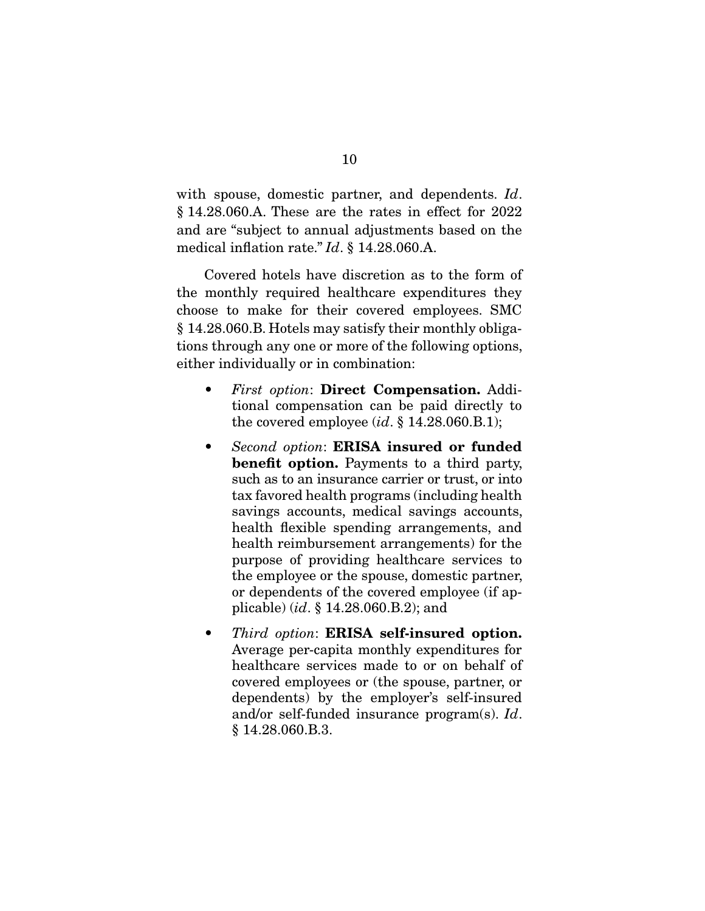with spouse, domestic partner, and dependents. *Id*. § 14.28.060.A. These are the rates in effect for 2022 and are "subject to annual adjustments based on the medical inflation rate." *Id*. § 14.28.060.A.

Covered hotels have discretion as to the form of the monthly required healthcare expenditures they choose to make for their covered employees. SMC § 14.28.060.B. Hotels may satisfy their monthly obligations through any one or more of the following options, either individually or in combination:

- *First option*: **Direct Compensation.** Additional compensation can be paid directly to the covered employee (*id*. § 14.28.060.B.1);
- *Second option*: **ERISA insured or funded benefit option.** Payments to a third party, such as to an insurance carrier or trust, or into tax favored health programs (including health savings accounts, medical savings accounts, health flexible spending arrangements, and health reimbursement arrangements) for the purpose of providing healthcare services to the employee or the spouse, domestic partner, or dependents of the covered employee (if applicable) (*id*. § 14.28.060.B.2); and
- *Third option*: **ERISA self-insured option.** Average per-capita monthly expenditures for healthcare services made to or on behalf of covered employees or (the spouse, partner, or dependents) by the employer's self-insured and/or self-funded insurance program(s). *Id*. § 14.28.060.B.3.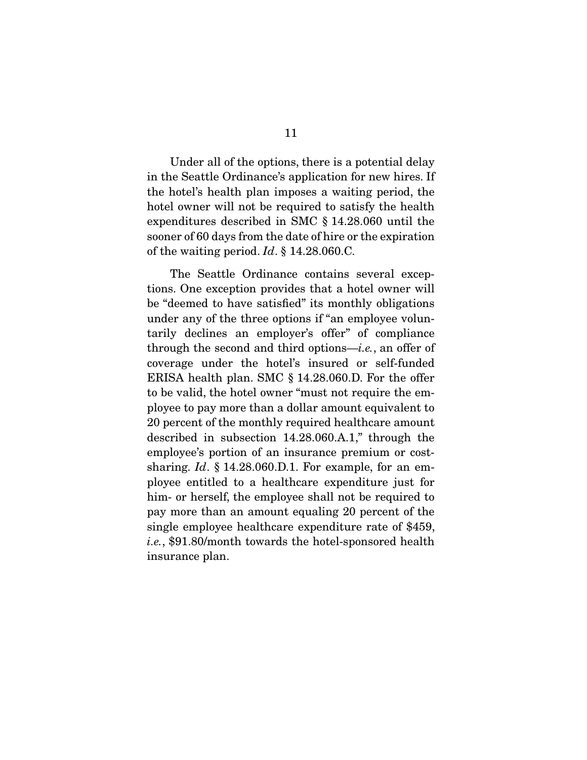Under all of the options, there is a potential delay in the Seattle Ordinance's application for new hires. If the hotel's health plan imposes a waiting period, the hotel owner will not be required to satisfy the health expenditures described in SMC § 14.28.060 until the sooner of 60 days from the date of hire or the expiration of the waiting period. *Id*. § 14.28.060.C.

The Seattle Ordinance contains several exceptions. One exception provides that a hotel owner will be "deemed to have satisfied" its monthly obligations under any of the three options if "an employee voluntarily declines an employer's offer" of compliance through the second and third options—*i.e.*, an offer of coverage under the hotel's insured or self-funded ERISA health plan. SMC § 14.28.060.D. For the offer to be valid, the hotel owner "must not require the employee to pay more than a dollar amount equivalent to 20 percent of the monthly required healthcare amount described in subsection 14.28.060.A.1," through the employee's portion of an insurance premium or cost-sharing. *Id*. § 14.28.060.D.1. For example, for an employee entitled to a healthcare expenditure just for him- or herself, the employee shall not be required to pay more than an amount equaling 20 percent of the single employee healthcare expenditure rate of $459, *i.e.*, $91.80/month towards the hotel-sponsored health insurance plan.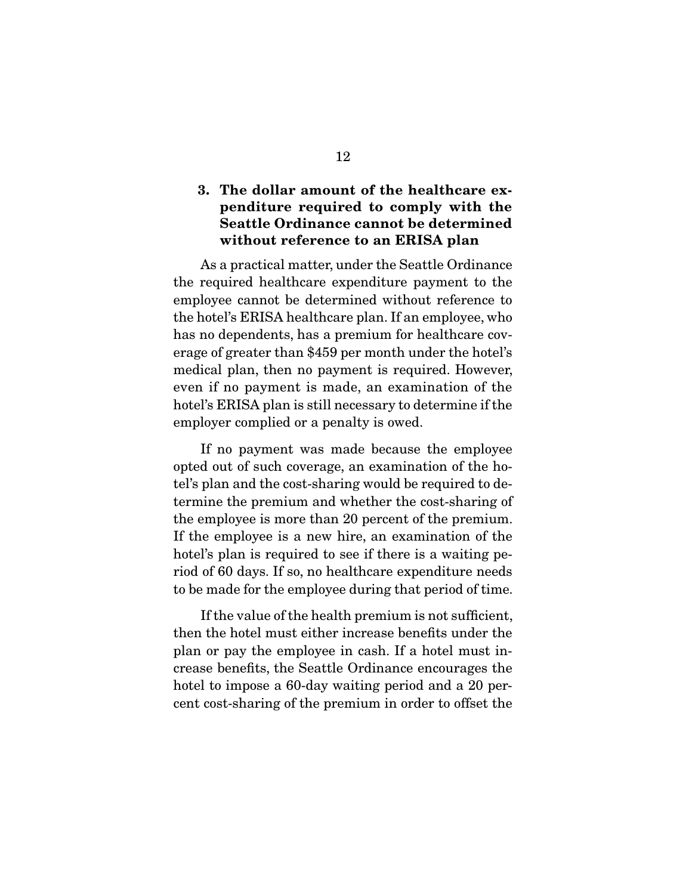### 3. The dollar amount of the healthcare expenditure required to comply with the Seattle Ordinance cannot be determined without reference to an ERISA plan

As a practical matter, under the Seattle Ordinance the required healthcare expenditure payment to the employee cannot be determined without reference to the hotel's ERISA healthcare plan. If an employee, who has no dependents, has a premium for healthcare coverage of greater than $459 per month under the hotel's medical plan, then no payment is required. However, even if no payment is made, an examination of the hotel's ERISA plan is still necessary to determine if the employer complied or a penalty is owed.

If no payment was made because the employee opted out of such coverage, an examination of the hotel's plan and the cost-sharing would be required to determine the premium and whether the cost-sharing of the employee is more than 20 percent of the premium. If the employee is a new hire, an examination of the hotel's plan is required to see if there is a waiting period of 60 days. If so, no healthcare expenditure needs to be made for the employee during that period of time.

If the value of the health premium is not sufficient, then the hotel must either increase benefits under the plan or pay the employee in cash. If a hotel must increase benefits, the Seattle Ordinance encourages the hotel to impose a 60-day waiting period and a 20 percent cost-sharing of the premium in order to offset the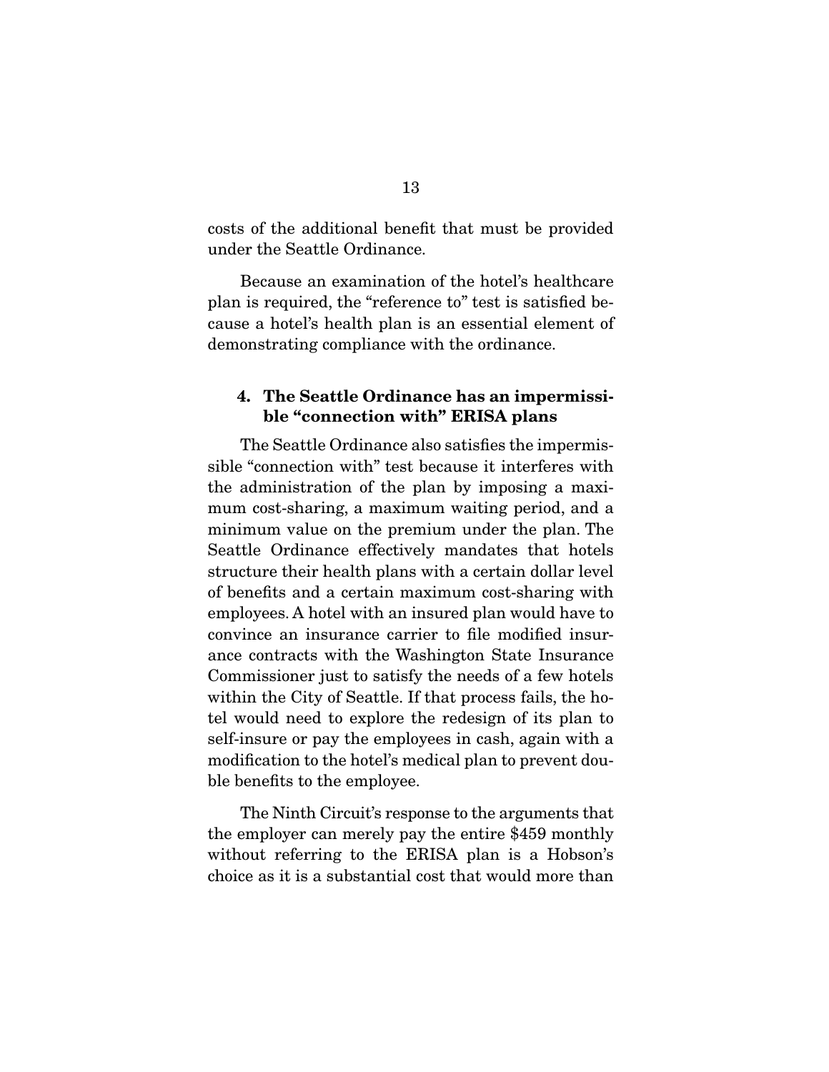costs of the additional benefit that must be provided under the Seattle Ordinance.

Because an examination of the hotel's healthcare plan is required, the "reference to" test is satisfied because a hotel's health plan is an essential element of demonstrating compliance with the ordinance.

### 4. The Seattle Ordinance has an impermissible "connection with" ERISA plans

The Seattle Ordinance also satisfies the impermissible "connection with" test because it interferes with the administration of the plan by imposing a maximum cost-sharing, a maximum waiting period, and a minimum value on the premium under the plan. The Seattle Ordinance effectively mandates that hotels structure their health plans with a certain dollar level of benefits and a certain maximum cost-sharing with employees. A hotel with an insured plan would have to convince an insurance carrier to file modified insurance contracts with the Washington State Insurance Commissioner just to satisfy the needs of a few hotels within the City of Seattle. If that process fails, the hotel would need to explore the redesign of its plan to self-insure or pay the employees in cash, again with a modification to the hotel's medical plan to prevent double benefits to the employee.

The Ninth Circuit's response to the arguments that the employer can merely pay the entire $459 monthly without referring to the ERISA plan is a Hobson's choice as it is a substantial cost that would more than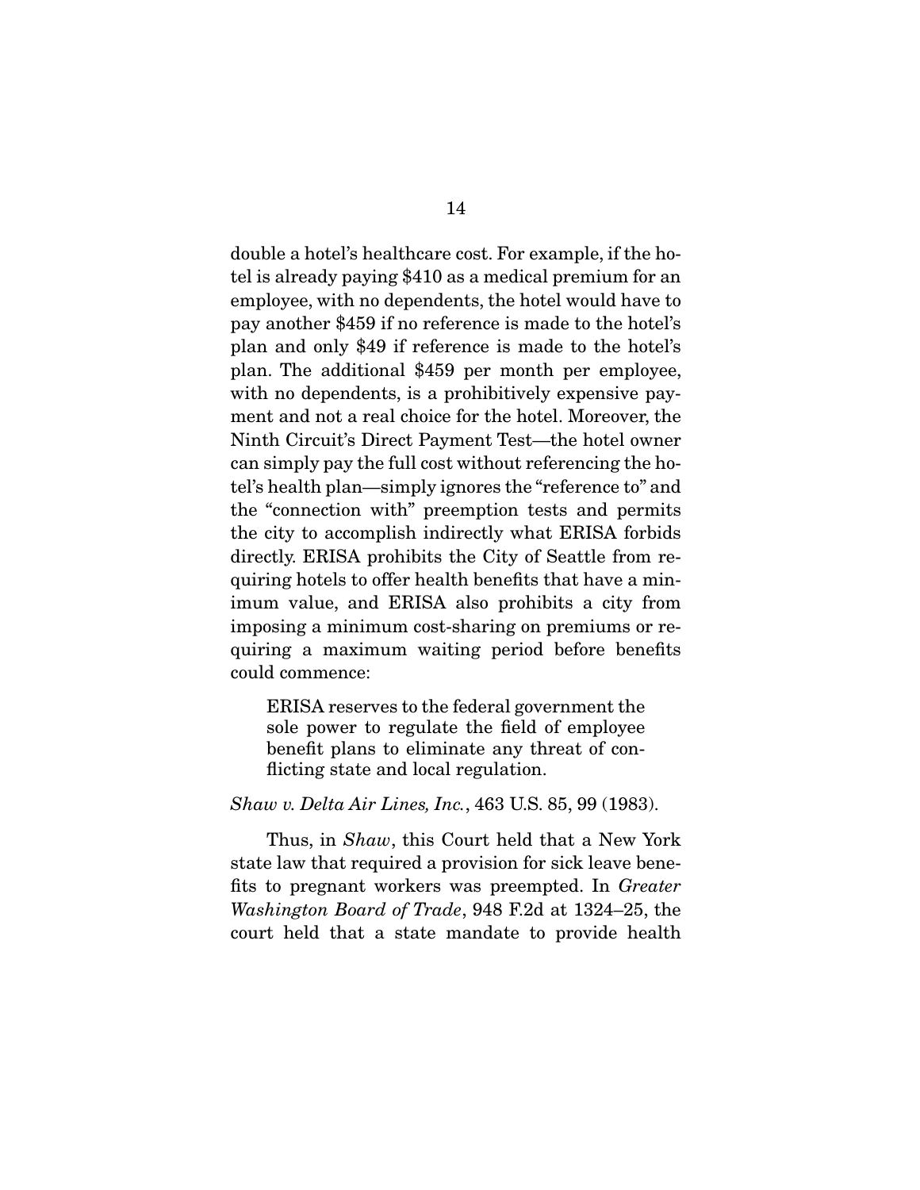double a hotel's healthcare cost. For example, if the hotel is already paying $410 as a medical premium for an employee, with no dependents, the hotel would have to pay another $459 if no reference is made to the hotel's plan and only $49 if reference is made to the hotel's plan. The additional $459 per month per employee, with no dependents, is a prohibitively expensive payment and not a real choice for the hotel. Moreover, the Ninth Circuit's Direct Payment Test—the hotel owner can simply pay the full cost without referencing the hotel's health plan—simply ignores the "reference to" and the "connection with" preemption tests and permits the city to accomplish indirectly what ERISA forbids directly. ERISA prohibits the City of Seattle from requiring hotels to offer health benefits that have a minimum value, and ERISA also prohibits a city from imposing a minimum cost-sharing on premiums or requiring a maximum waiting period before benefits could commence:

> ERISA reserves to the federal government the sole power to regulate the field of employee benefit plans to eliminate any threat of conflicting state and local regulation.

*Shaw v. Delta Air Lines, Inc.*, 463 U.S. 85, 99 (1983).

Thus, in *Shaw*, this Court held that a New York state law that required a provision for sick leave benefits to pregnant workers was preempted. In *Greater Washington Board of Trade*, 948 F.2d at 1324–25, the court held that a state mandate to provide health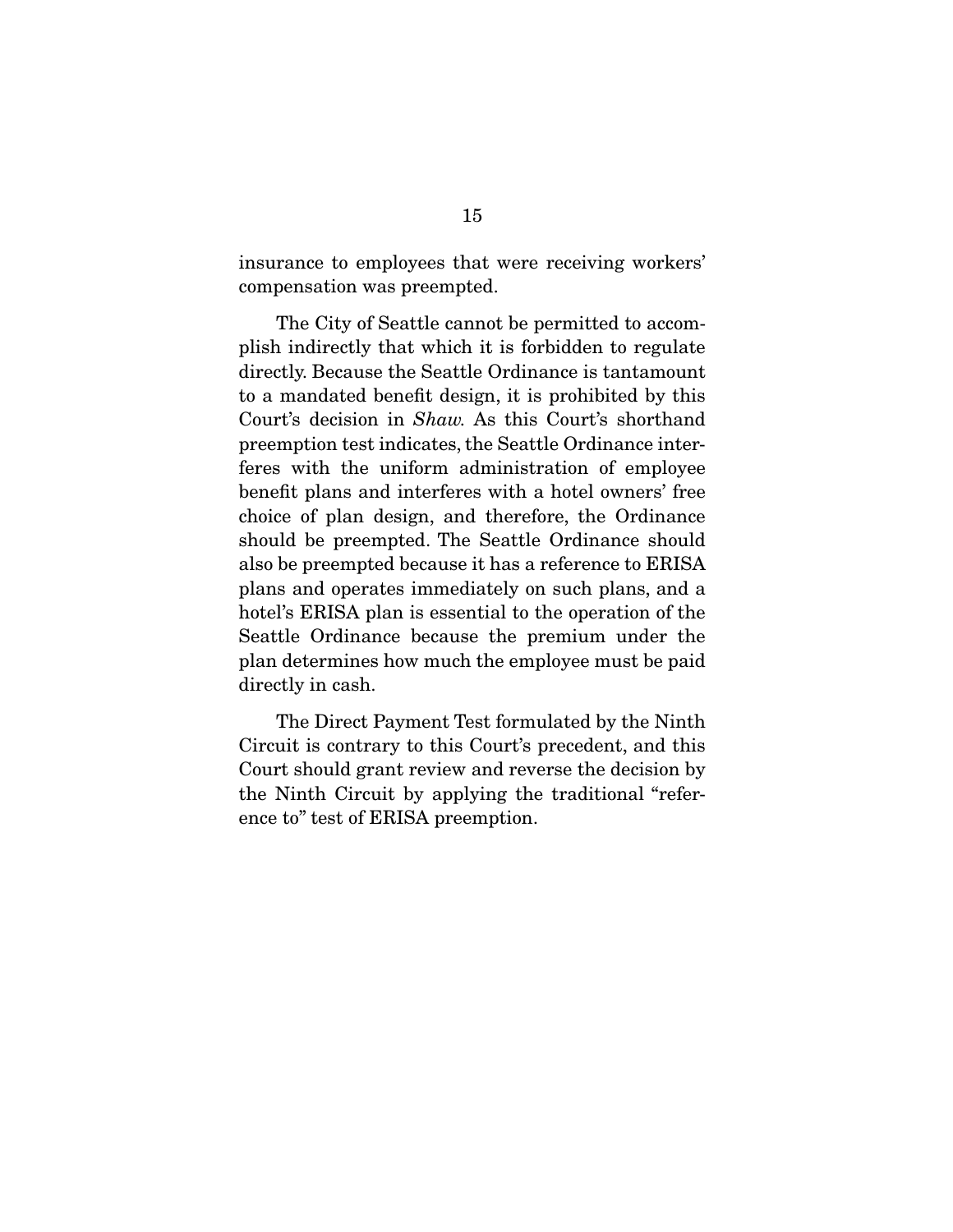insurance to employees that were receiving workers' compensation was preempted.

The City of Seattle cannot be permitted to accomplish indirectly that which it is forbidden to regulate directly. Because the Seattle Ordinance is tantamount to a mandated benefit design, it is prohibited by this Court's decision in *Shaw.* As this Court's shorthand preemption test indicates, the Seattle Ordinance interferes with the uniform administration of employee benefit plans and interferes with a hotel owners' free choice of plan design, and therefore, the Ordinance should be preempted. The Seattle Ordinance should also be preempted because it has a reference to ERISA plans and operates immediately on such plans, and a hotel's ERISA plan is essential to the operation of the Seattle Ordinance because the premium under the plan determines how much the employee must be paid directly in cash.

The Direct Payment Test formulated by the Ninth Circuit is contrary to this Court's precedent, and this Court should grant review and reverse the decision by the Ninth Circuit by applying the traditional "reference to" test of ERISA preemption.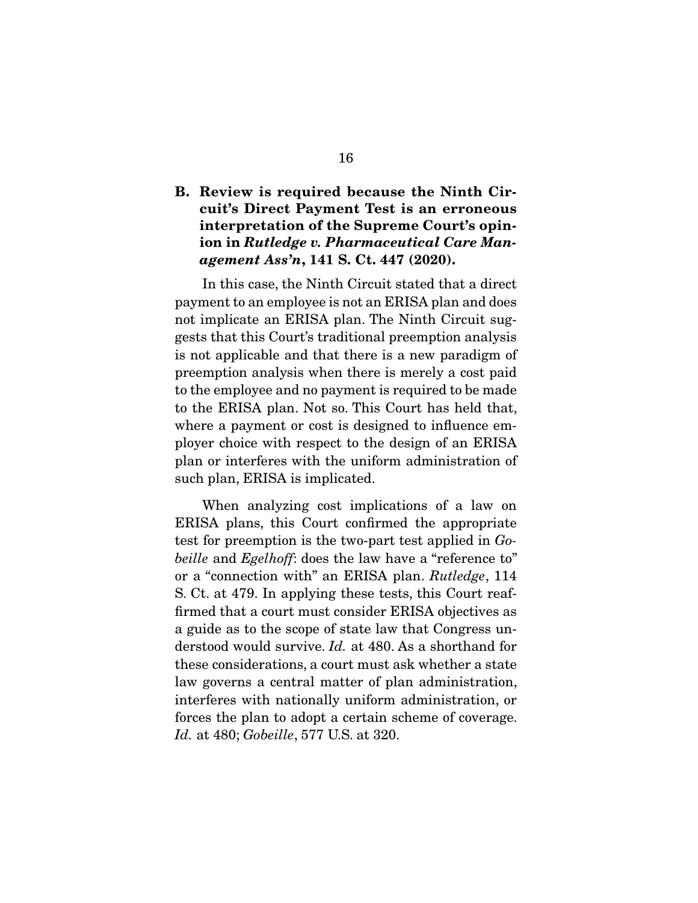### B. Review is required because the Ninth Circuit's Direct Payment Test is an erroneous interpretation of the Supreme Court's opinion in *Rutledge v. Pharmaceutical Care Management Ass'n*, 141 S. Ct. 447 (2020).

In this case, the Ninth Circuit stated that a direct payment to an employee is not an ERISA plan and does not implicate an ERISA plan. The Ninth Circuit suggests that this Court's traditional preemption analysis is not applicable and that there is a new paradigm of preemption analysis when there is merely a cost paid to the employee and no payment is required to be made to the ERISA plan. Not so. This Court has held that, where a payment or cost is designed to influence employer choice with respect to the design of an ERISA plan or interferes with the uniform administration of such plan, ERISA is implicated.

When analyzing cost implications of a law on ERISA plans, this Court confirmed the appropriate test for preemption is the two-part test applied in *Gobeille* and *Egelhoff*: does the law have a "reference to" or a "connection with" an ERISA plan. *Rutledge*, 114 S. Ct. at 479. In applying these tests, this Court reaffirmed that a court must consider ERISA objectives as a guide as to the scope of state law that Congress understood would survive. *Id.* at 480. As a shorthand for these considerations, a court must ask whether a state law governs a central matter of plan administration, interferes with nationally uniform administration, or forces the plan to adopt a certain scheme of coverage. *Id.* at 480; *Gobeille*, 577 U.S. at 320.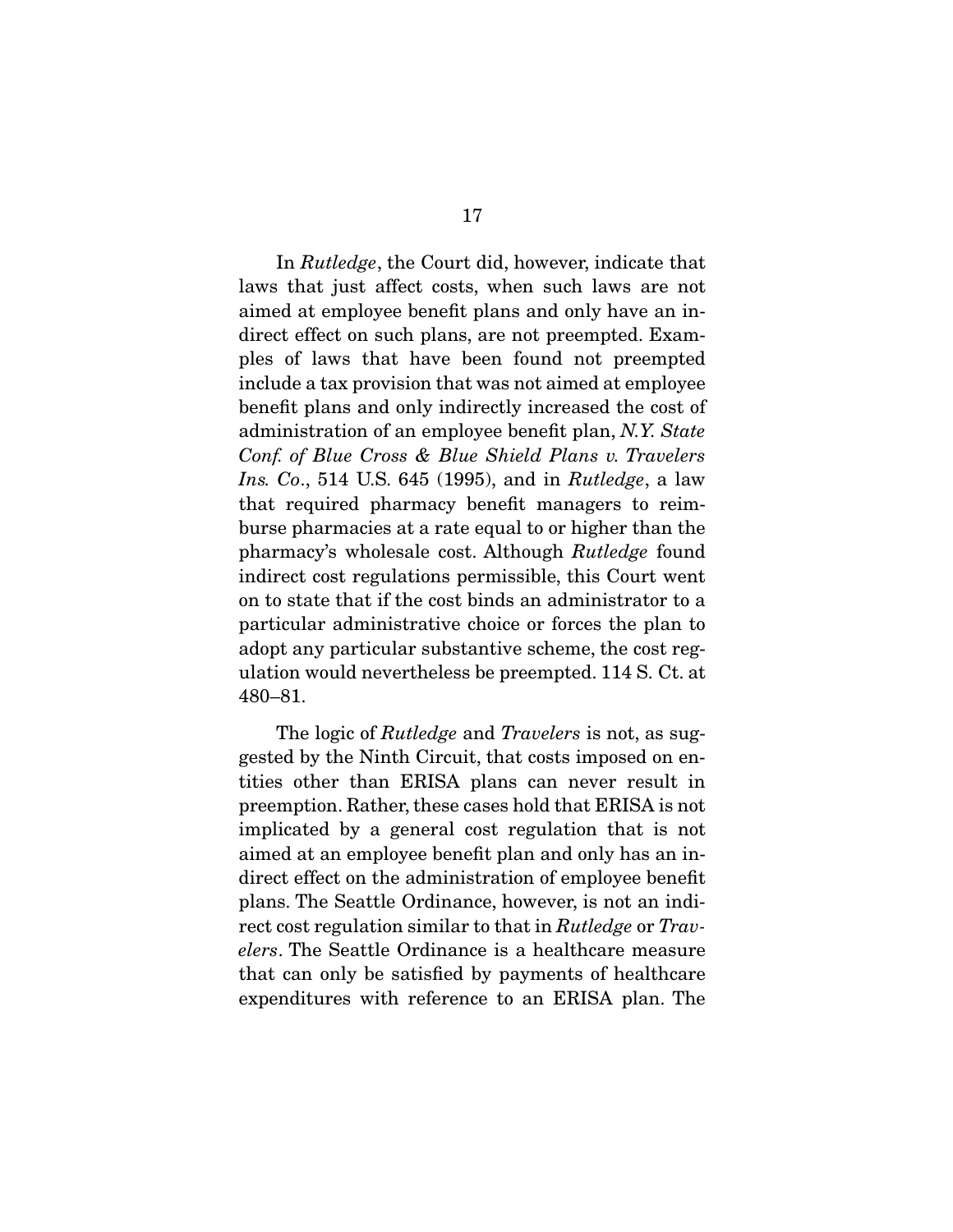In *Rutledge*, the Court did, however, indicate that laws that just affect costs, when such laws are not aimed at employee benefit plans and only have an indirect effect on such plans, are not preempted. Examples of laws that have been found not preempted include a tax provision that was not aimed at employee benefit plans and only indirectly increased the cost of administration of an employee benefit plan, *N.Y. State Conf. of Blue Cross & Blue Shield Plans v. Travelers Ins. Co.*, 514 U.S. 645 (1995), and in *Rutledge*, a law that required pharmacy benefit managers to reimburse pharmacies at a rate equal to or higher than the pharmacy's wholesale cost. Although *Rutledge* found indirect cost regulations permissible, this Court went on to state that if the cost binds an administrator to a particular administrative choice or forces the plan to adopt any particular substantive scheme, the cost regulation would nevertheless be preempted. 114 S. Ct. at 480–81.

The logic of *Rutledge* and *Travelers* is not, as suggested by the Ninth Circuit, that costs imposed on entities other than ERISA plans can never result in preemption. Rather, these cases hold that ERISA is not implicated by a general cost regulation that is not aimed at an employee benefit plan and only has an indirect effect on the administration of employee benefit plans. The Seattle Ordinance, however, is not an indirect cost regulation similar to that in *Rutledge* or *Travelers*. The Seattle Ordinance is a healthcare measure that can only be satisfied by payments of healthcare expenditures with reference to an ERISA plan. The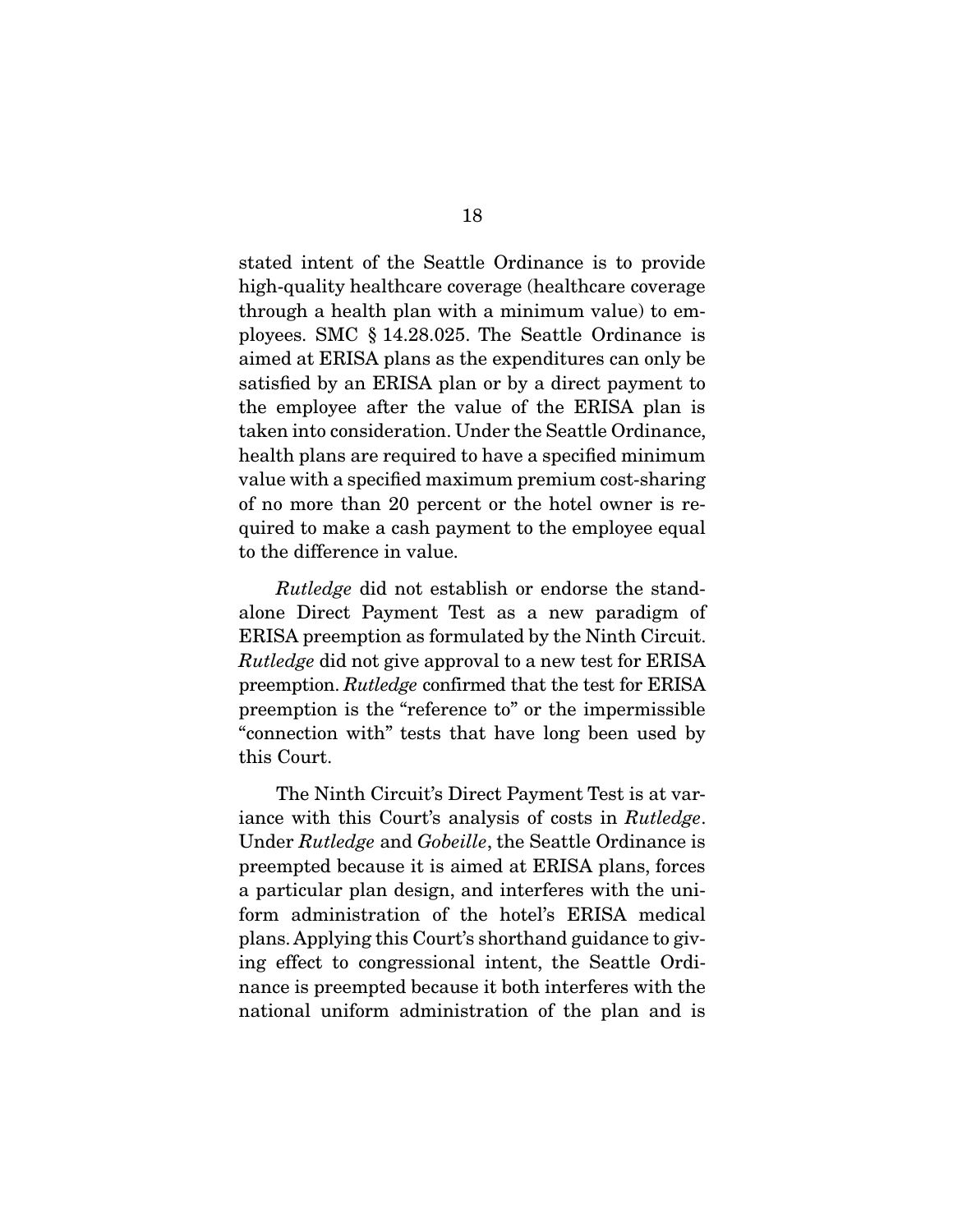stated intent of the Seattle Ordinance is to provide high-quality healthcare coverage (healthcare coverage through a health plan with a minimum value) to employees. SMC § 14.28.025. The Seattle Ordinance is aimed at ERISA plans as the expenditures can only be satisfied by an ERISA plan or by a direct payment to the employee after the value of the ERISA plan is taken into consideration. Under the Seattle Ordinance, health plans are required to have a specified minimum value with a specified maximum premium cost-sharing of no more than 20 percent or the hotel owner is required to make a cash payment to the employee equal to the difference in value.

*Rutledge* did not establish or endorse the stand-alone Direct Payment Test as a new paradigm of ERISA preemption as formulated by the Ninth Circuit. *Rutledge* did not give approval to a new test for ERISA preemption. *Rutledge* confirmed that the test for ERISA preemption is the "reference to" or the impermissible "connection with" tests that have long been used by this Court.

The Ninth Circuit's Direct Payment Test is at variance with this Court's analysis of costs in *Rutledge*. Under *Rutledge* and *Gobeille*, the Seattle Ordinance is preempted because it is aimed at ERISA plans, forces a particular plan design, and interferes with the uniform administration of the hotel's ERISA medical plans. Applying this Court's shorthand guidance to giving effect to congressional intent, the Seattle Ordinance is preempted because it both interferes with the national uniform administration of the plan and is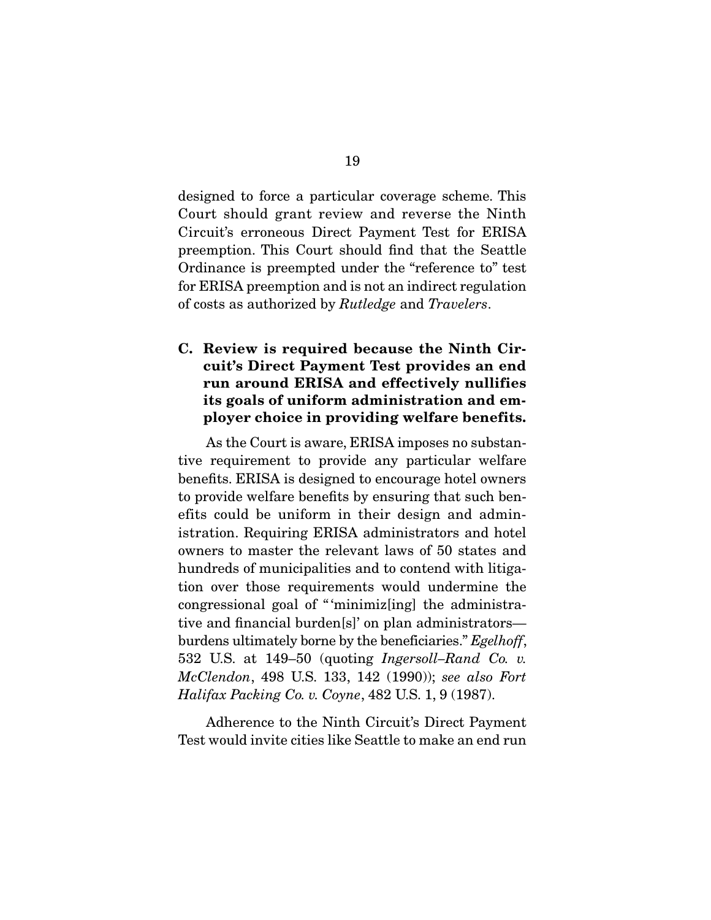designed to force a particular coverage scheme. This Court should grant review and reverse the Ninth Circuit's erroneous Direct Payment Test for ERISA preemption. This Court should find that the Seattle Ordinance is preempted under the "reference to" test for ERISA preemption and is not an indirect regulation of costs as authorized by *Rutledge* and *Travelers*.

### C. Review is required because the Ninth Circuit's Direct Payment Test provides an end run around ERISA and effectively nullifies its goals of uniform administration and employer choice in providing welfare benefits.

As the Court is aware, ERISA imposes no substantive requirement to provide any particular welfare benefits. ERISA is designed to encourage hotel owners to provide welfare benefits by ensuring that such benefits could be uniform in their design and administration. Requiring ERISA administrators and hotel owners to master the relevant laws of 50 states and hundreds of municipalities and to contend with litigation over those requirements would undermine the congressional goal of "'minimiz[ing] the administrative and financial burden[s]' on plan administrators—burdens ultimately borne by the beneficiaries." *Egelhoff*, 532 U.S. at 149–50 (quoting *Ingersoll–Rand Co. v. McClendon*, 498 U.S. 133, 142 (1990)); *see also Fort Halifax Packing Co. v. Coyne*, 482 U.S. 1, 9 (1987).

Adherence to the Ninth Circuit's Direct Payment Test would invite cities like Seattle to make an end run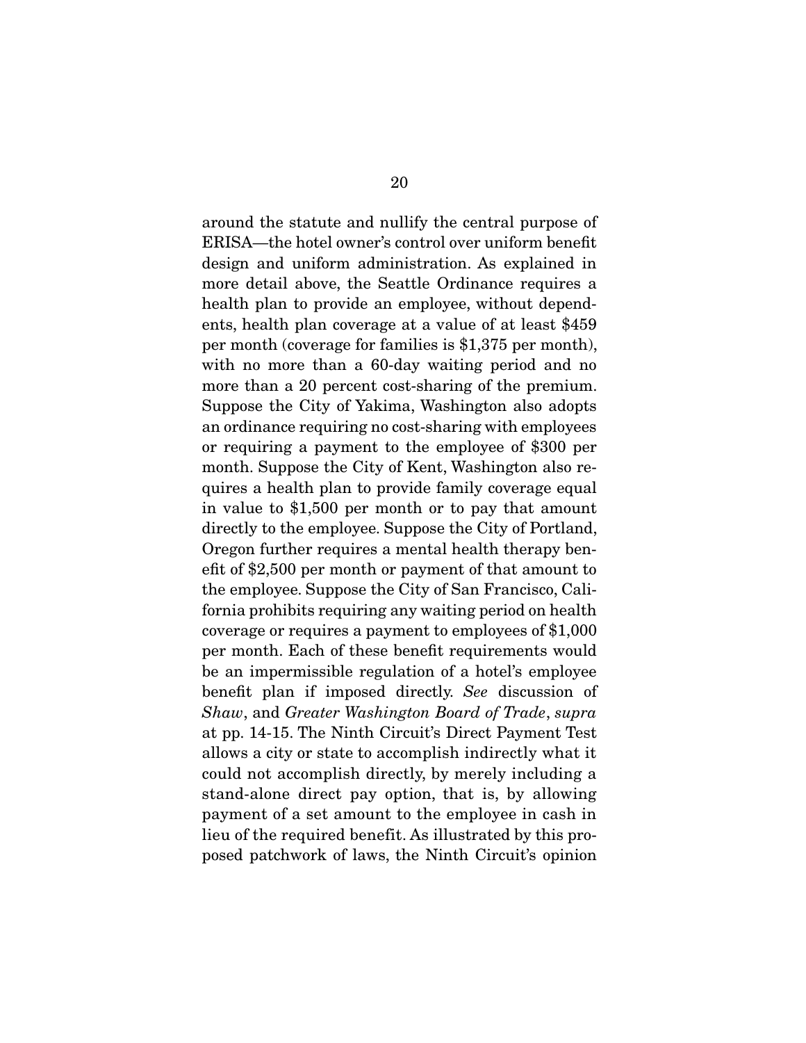around the statute and nullify the central purpose of ERISA—the hotel owner's control over uniform benefit design and uniform administration. As explained in more detail above, the Seattle Ordinance requires a health plan to provide an employee, without dependents, health plan coverage at a value of at least $459 per month (coverage for families is $1,375 per month), with no more than a 60-day waiting period and no more than a 20 percent cost-sharing of the premium. Suppose the City of Yakima, Washington also adopts an ordinance requiring no cost-sharing with employees or requiring a payment to the employee of $300 per month. Suppose the City of Kent, Washington also requires a health plan to provide family coverage equal in value to $1,500 per month or to pay that amount directly to the employee. Suppose the City of Portland, Oregon further requires a mental health therapy benefit of $2,500 per month or payment of that amount to the employee. Suppose the City of San Francisco, California prohibits requiring any waiting period on health coverage or requires a payment to employees of $1,000 per month. Each of these benefit requirements would be an impermissible regulation of a hotel's employee benefit plan if imposed directly. *See* discussion of *Shaw*, and *Greater Washington Board of Trade*, *supra* at pp. 14-15. The Ninth Circuit's Direct Payment Test allows a city or state to accomplish indirectly what it could not accomplish directly, by merely including a stand-alone direct pay option, that is, by allowing payment of a set amount to the employee in cash in lieu of the required benefit. As illustrated by this proposed patchwork of laws, the Ninth Circuit's opinion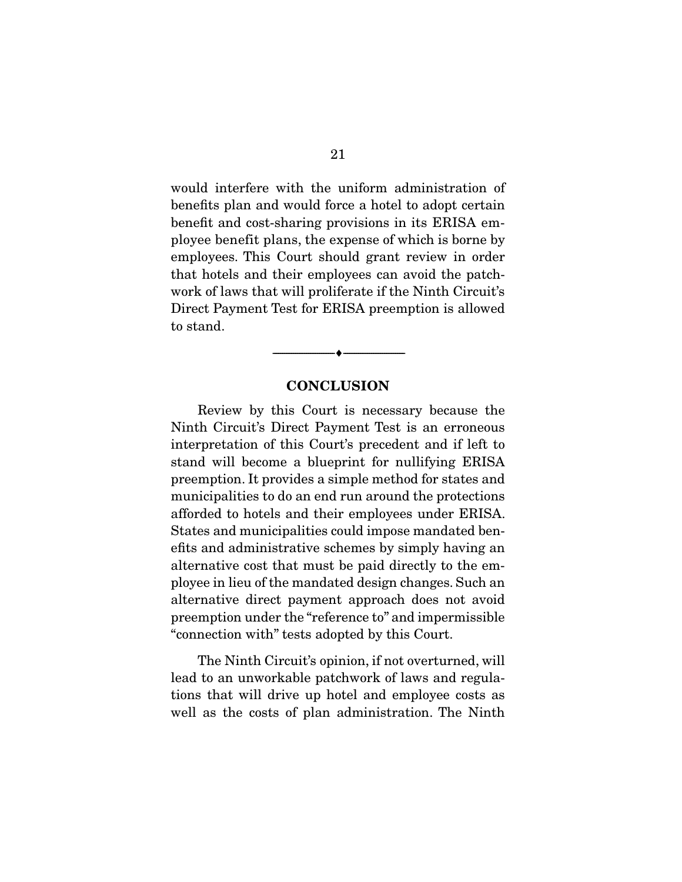would interfere with the uniform administration of benefits plan and would force a hotel to adopt certain benefit and cost-sharing provisions in its ERISA employee benefit plans, the expense of which is borne by employees. This Court should grant review in order that hotels and their employees can avoid the patchwork of laws that will proliferate if the Ninth Circuit's Direct Payment Test for ERISA preemption is allowed to stand.

---

## CONCLUSION

Review by this Court is necessary because the Ninth Circuit's Direct Payment Test is an erroneous interpretation of this Court's precedent and if left to stand will become a blueprint for nullifying ERISA preemption. It provides a simple method for states and municipalities to do an end run around the protections afforded to hotels and their employees under ERISA. States and municipalities could impose mandated benefits and administrative schemes by simply having an alternative cost that must be paid directly to the employee in lieu of the mandated design changes. Such an alternative direct payment approach does not avoid preemption under the "reference to" and impermissible "connection with" tests adopted by this Court.

The Ninth Circuit's opinion, if not overturned, will lead to an unworkable patchwork of laws and regulations that will drive up hotel and employee costs as well as the costs of plan administration. The Ninth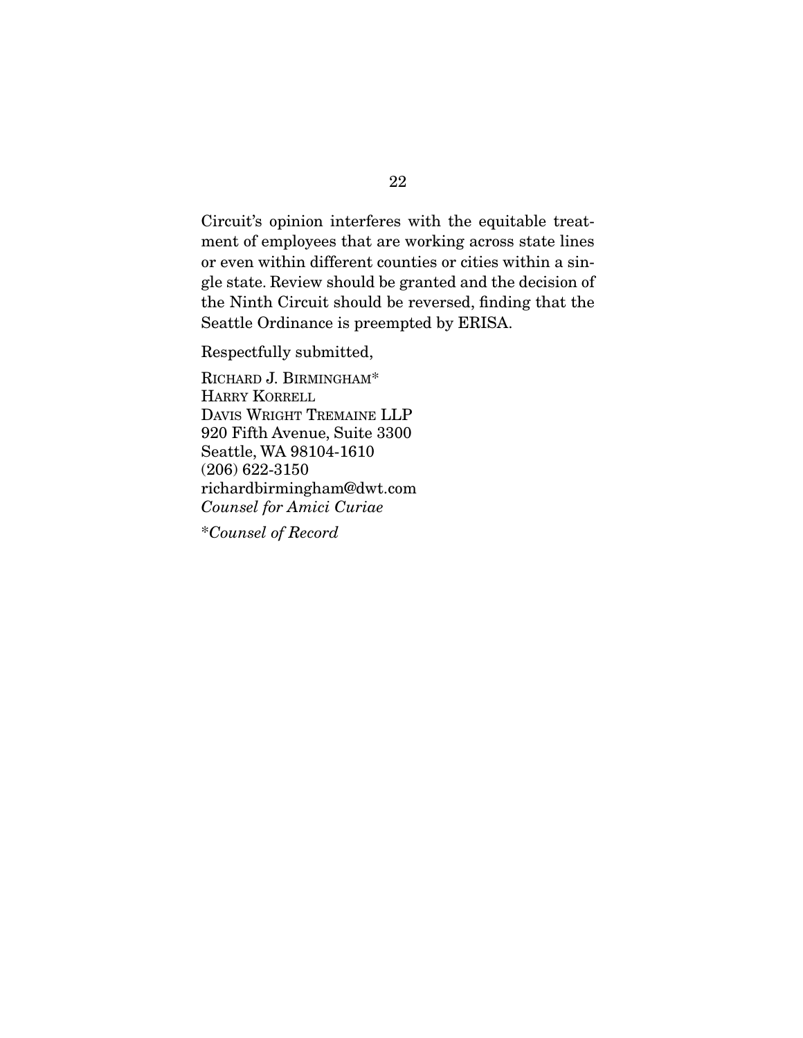Circuit's opinion interferes with the equitable treatment of employees that are working across state lines or even within different counties or cities within a single state. Review should be granted and the decision of the Ninth Circuit should be reversed, finding that the Seattle Ordinance is preempted by ERISA.

Respectfully submitted,

RICHARD J. BIRMINGHAM*
HARRY KORRELL
DAVIS WRIGHT TREMAINE LLP
920 Fifth Avenue, Suite 3300
Seattle, WA 98104-1610
(206) 622-3150
richardbirmingham@dwt.com
*Counsel for Amici Curiae*

**Counsel of Record*